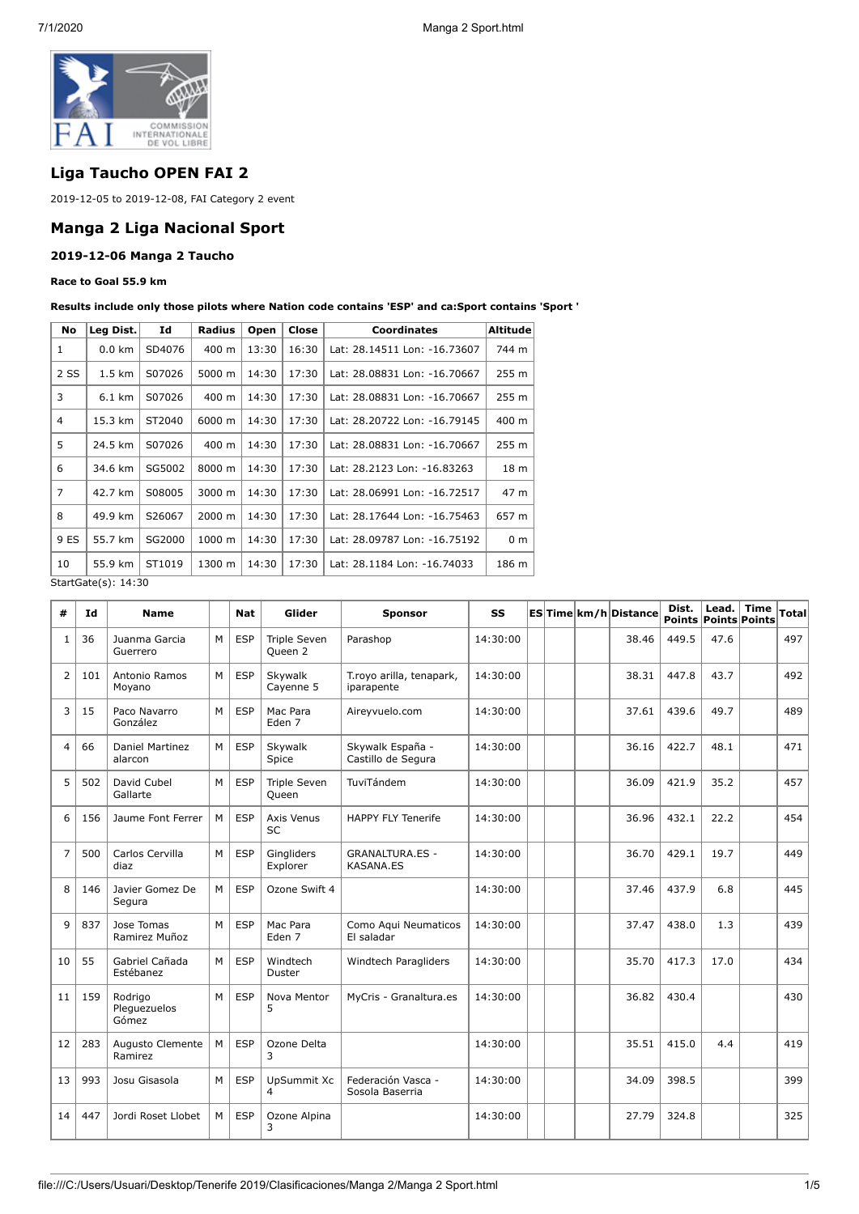## Liga Taucho OPEN FAI 2

2019-12-05 to 2019-12-08, FAI Category 2 event

## Manga 2 Liga Nacional Sport

### 2019-12-06 Manga 2 Taucho

**Race to Goal 55.9 km**

**Results include only those pilots where Nation code contains 'ESP' and ca:Sport contains 'Sport '**

| No | Leg Dist. | Id | Radius | Open | Close | Coordinates | Altitude |
|---|---|---|---|---|---|---|---|
| 1 | 0.0 km | SD4076 | 400 m | 13:30 | 16:30 | Lat: 28.14511 Lon: -16.73607 | 744 m |
| 2 SS | 1.5 km | S07026 | 5000 m | 14:30 | 17:30 | Lat: 28.08831 Lon: -16.70667 | 255 m |
| 3 | 6.1 km | S07026 | 400 m | 14:30 | 17:30 | Lat: 28.08831 Lon: -16.70667 | 255 m |
| 4 | 15.3 km | ST2040 | 6000 m | 14:30 | 17:30 | Lat: 28.20722 Lon: -16.79145 | 400 m |
| 5 | 24.5 km | S07026 | 400 m | 14:30 | 17:30 | Lat: 28.08831 Lon: -16.70667 | 255 m |
| 6 | 34.6 km | SG5002 | 8000 m | 14:30 | 17:30 | Lat: 28.2123 Lon: -16.83263 | 18 m |
| 7 | 42.7 km | S08005 | 3000 m | 14:30 | 17:30 | Lat: 28.06991 Lon: -16.72517 | 47 m |
| 8 | 49.9 km | S26067 | 2000 m | 14:30 | 17:30 | Lat: 28.17644 Lon: -16.75463 | 657 m |
| 9 ES | 55.7 km | SG2000 | 1000 m | 14:30 | 17:30 | Lat: 28.09787 Lon: -16.75192 | 0 m |
| 10 | 55.9 km | ST1019 | 1300 m | 14:30 | 17:30 | Lat: 28.1184 Lon: -16.74033 | 186 m |

StartGate(s): 14:30

| # | Id | Name | | Nat | Glider | Sponsor | SS | ES | Time | km/h | Distance | Dist. Points | Lead. Points | Time Points | Total |
|---|---|---|---|---|---|---|---|---|---|---|---|---|---|---|---|
| 1 | 36 | Juanma Garcia Guerrero | M | ESP | Triple Seven Queen 2 | Parashop | 14:30:00 | | | | 38.46 | 449.5 | 47.6 | | 497 |
| 2 | 101 | Antonio Ramos Moyano | M | ESP | Skywalk Cayenne 5 | T.royo arilla, tenapark, iparapente | 14:30:00 | | | | 38.31 | 447.8 | 43.7 | | 492 |
| 3 | 15 | Paco Navarro González | M | ESP | Mac Para Eden 7 | Aireyvuelo.com | 14:30:00 | | | | 37.61 | 439.6 | 49.7 | | 489 |
| 4 | 66 | Daniel Martinez alarcon | M | ESP | Skywalk Spice | Skywalk España - Castillo de Segura | 14:30:00 | | | | 36.16 | 422.7 | 48.1 | | 471 |
| 5 | 502 | David Cubel Gallarte | M | ESP | Triple Seven Queen | TuviTándem | 14:30:00 | | | | 36.09 | 421.9 | 35.2 | | 457 |
| 6 | 156 | Jaume Font Ferrer | M | ESP | Axis Venus SC | HAPPY FLY Tenerife | 14:30:00 | | | | 36.96 | 432.1 | 22.2 | | 454 |
| 7 | 500 | Carlos Cervilla diaz | M | ESP | Gingliders Explorer | GRANALTURA.ES - KASANA.ES | 14:30:00 | | | | 36.70 | 429.1 | 19.7 | | 449 |
| 8 | 146 | Javier Gomez De Segura | M | ESP | Ozone Swift 4 | | 14:30:00 | | | | 37.46 | 437.9 | 6.8 | | 445 |
| 9 | 837 | Jose Tomas Ramirez Muñoz | M | ESP | Mac Para Eden 7 | Como Aqui Neumaticos El saladar | 14:30:00 | | | | 37.47 | 438.0 | 1.3 | | 439 |
| 10 | 55 | Gabriel Cañada Estébanez | M | ESP | Windtech Duster | Windtech Paragliders | 14:30:00 | | | | 35.70 | 417.3 | 17.0 | | 434 |
| 11 | 159 | Rodrigo Pleguezuelos Gómez | M | ESP | Nova Mentor 5 | MyCris - Granaltura.es | 14:30:00 | | | | 36.82 | 430.4 | | | 430 |
| 12 | 283 | Augusto Clemente Ramirez | M | ESP | Ozone Delta 3 | | 14:30:00 | | | | 35.51 | 415.0 | 4.4 | | 419 |
| 13 | 993 | Josu Gisasola | M | ESP | UpSummit Xc 4 | Federación Vasca - Sosola Baserria | 14:30:00 | | | | 34.09 | 398.5 | | | 399 |
| 14 | 447 | Jordi Roset Llobet | M | ESP | Ozone Alpina 3 | | 14:30:00 | | | | 27.79 | 324.8 | | | 325 |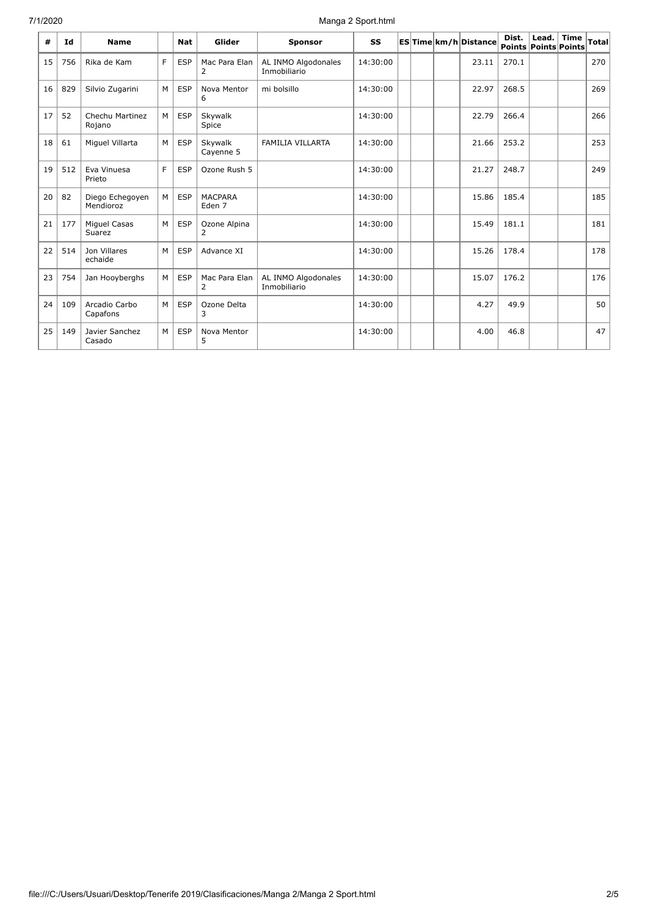| # | Id | Name | | Nat | Glider | Sponsor | SS | ES | Time | km/h | Distance | Dist. Points | Lead. Points | Time Points | Total |
|---|---|---|---|---|---|---|---|---|---|---|---|---|---|---|---|
| 15 | 756 | Rika de Kam | F | ESP | Mac Para Elan 2 | AL INMO Algodonales Inmobiliario | 14:30:00 | | | | 23.11 | 270.1 | | | 270 |
| 16 | 829 | Silvio Zugarini | M | ESP | Nova Mentor 6 | mi bolsillo | 14:30:00 | | | | 22.97 | 268.5 | | | 269 |
| 17 | 52 | Chechu Martinez Rojano | M | ESP | Skywalk Spice | | 14:30:00 | | | | 22.79 | 266.4 | | | 266 |
| 18 | 61 | Miguel Villarta | M | ESP | Skywalk Cayenne 5 | FAMILIA VILLARTA | 14:30:00 | | | | 21.66 | 253.2 | | | 253 |
| 19 | 512 | Eva Vinuesa Prieto | F | ESP | Ozone Rush 5 | | 14:30:00 | | | | 21.27 | 248.7 | | | 249 |
| 20 | 82 | Diego Echegoyen Mendioroz | M | ESP | MACPARA Eden 7 | | 14:30:00 | | | | 15.86 | 185.4 | | | 185 |
| 21 | 177 | Miguel Casas Suarez | M | ESP | Ozone Alpina 2 | | 14:30:00 | | | | 15.49 | 181.1 | | | 181 |
| 22 | 514 | Jon Villares echaide | M | ESP | Advance XI | | 14:30:00 | | | | 15.26 | 178.4 | | | 178 |
| 23 | 754 | Jan Hooyberghs | M | ESP | Mac Para Elan 2 | AL INMO Algodonales Inmobiliario | 14:30:00 | | | | 15.07 | 176.2 | | | 176 |
| 24 | 109 | Arcadio Carbo Capafons | M | ESP | Ozone Delta 3 | | 14:30:00 | | | | 4.27 | 49.9 | | | 50 |
| 25 | 149 | Javier Sanchez Casado | M | ESP | Nova Mentor 5 | | 14:30:00 | | | | 4.00 | 46.8 | | | 47 |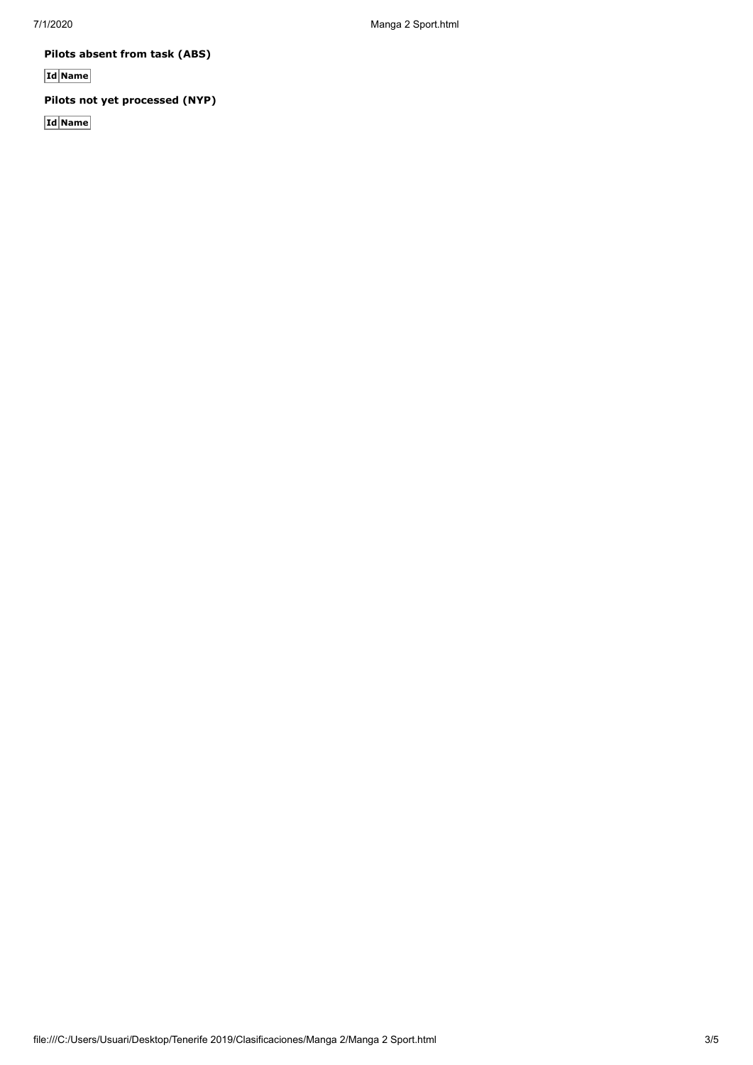**Pilots absent from task (ABS)**

| Id | Name |
| --- | --- |

**Pilots not yet processed (NYP)**

| Id | Name |
| --- | --- |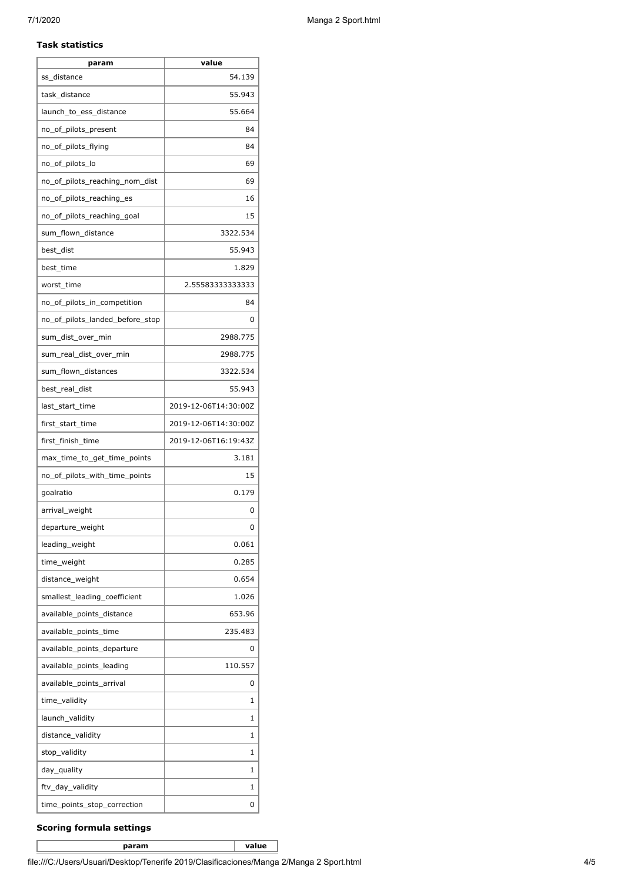### Task statistics

| param | value |
|---|---|
| ss_distance | 54.139 |
| task_distance | 55.943 |
| launch_to_ess_distance | 55.664 |
| no_of_pilots_present | 84 |
| no_of_pilots_flying | 84 |
| no_of_pilots_lo | 69 |
| no_of_pilots_reaching_nom_dist | 69 |
| no_of_pilots_reaching_es | 16 |
| no_of_pilots_reaching_goal | 15 |
| sum_flown_distance | 3322.534 |
| best_dist | 55.943 |
| best_time | 1.829 |
| worst_time | 2.55583333333333 |
| no_of_pilots_in_competition | 84 |
| no_of_pilots_landed_before_stop | 0 |
| sum_dist_over_min | 2988.775 |
| sum_real_dist_over_min | 2988.775 |
| sum_flown_distances | 3322.534 |
| best_real_dist | 55.943 |
| last_start_time | 2019-12-06T14:30:00Z |
| first_start_time | 2019-12-06T14:30:00Z |
| first_finish_time | 2019-12-06T16:19:43Z |
| max_time_to_get_time_points | 3.181 |
| no_of_pilots_with_time_points | 15 |
| goalratio | 0.179 |
| arrival_weight | 0 |
| departure_weight | 0 |
| leading_weight | 0.061 |
| time_weight | 0.285 |
| distance_weight | 0.654 |
| smallest_leading_coefficient | 1.026 |
| available_points_distance | 653.96 |
| available_points_time | 235.483 |
| available_points_departure | 0 |
| available_points_leading | 110.557 |
| available_points_arrival | 0 |
| time_validity | 1 |
| launch_validity | 1 |
| distance_validity | 1 |
| stop_validity | 1 |
| day_quality | 1 |
| ftv_day_validity | 1 |
| time_points_stop_correction | 0 |

### Scoring formula settings

| param | value |
|---|---|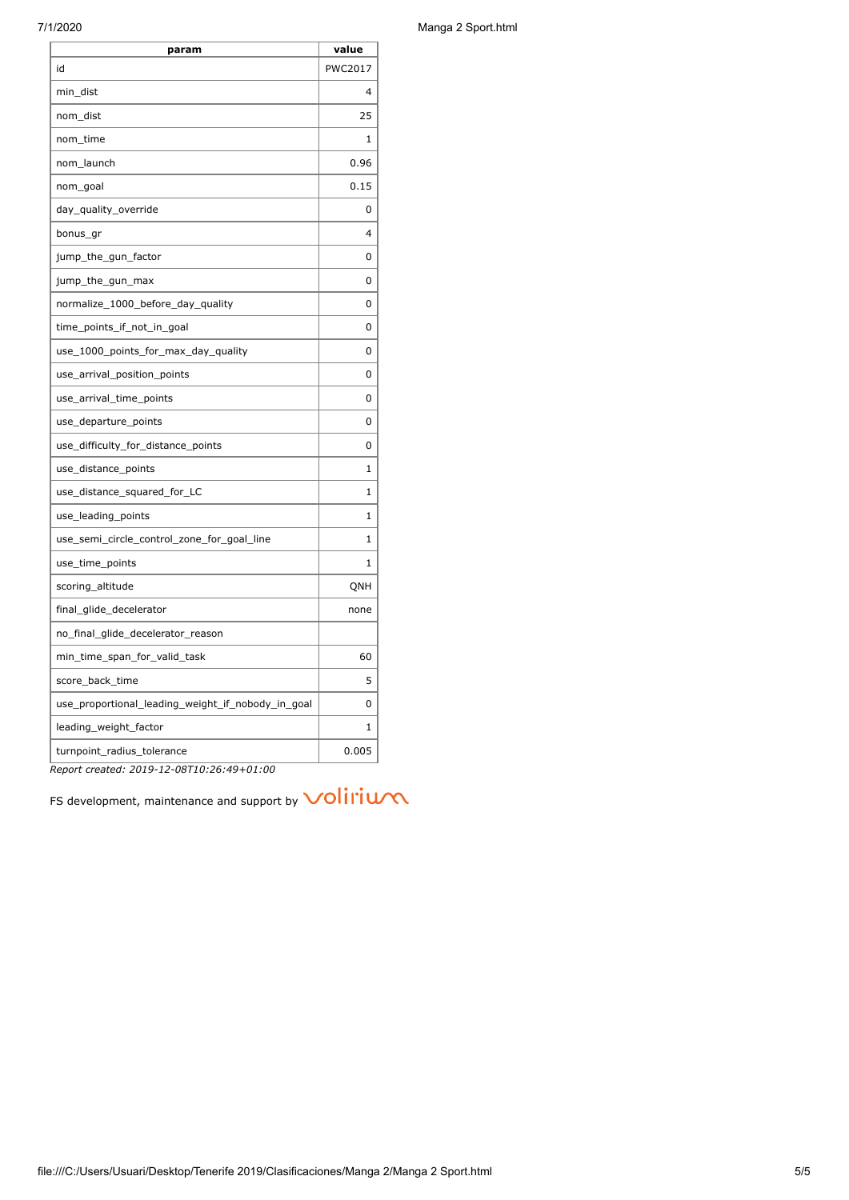| param | value |
| --- | --- |
| id | PWC2017 |
| min_dist | 4 |
| nom_dist | 25 |
| nom_time | 1 |
| nom_launch | 0.96 |
| nom_goal | 0.15 |
| day_quality_override | 0 |
| bonus_gr | 4 |
| jump_the_gun_factor | 0 |
| jump_the_gun_max | 0 |
| normalize_1000_before_day_quality | 0 |
| time_points_if_not_in_goal | 0 |
| use_1000_points_for_max_day_quality | 0 |
| use_arrival_position_points | 0 |
| use_arrival_time_points | 0 |
| use_departure_points | 0 |
| use_difficulty_for_distance_points | 0 |
| use_distance_points | 1 |
| use_distance_squared_for_LC | 1 |
| use_leading_points | 1 |
| use_semi_circle_control_zone_for_goal_line | 1 |
| use_time_points | 1 |
| scoring_altitude | QNH |
| final_glide_decelerator | none |
| no_final_glide_decelerator_reason | |
| min_time_span_for_valid_task | 60 |
| score_back_time | 5 |
| use_proportional_leading_weight_if_nobody_in_goal | 0 |
| leading_weight_factor | 1 |
| turnpoint_radius_tolerance | 0.005 |

*Report created: 2019-12-08T10:26:49+01:00*

FS development, maintenance and support by volirium